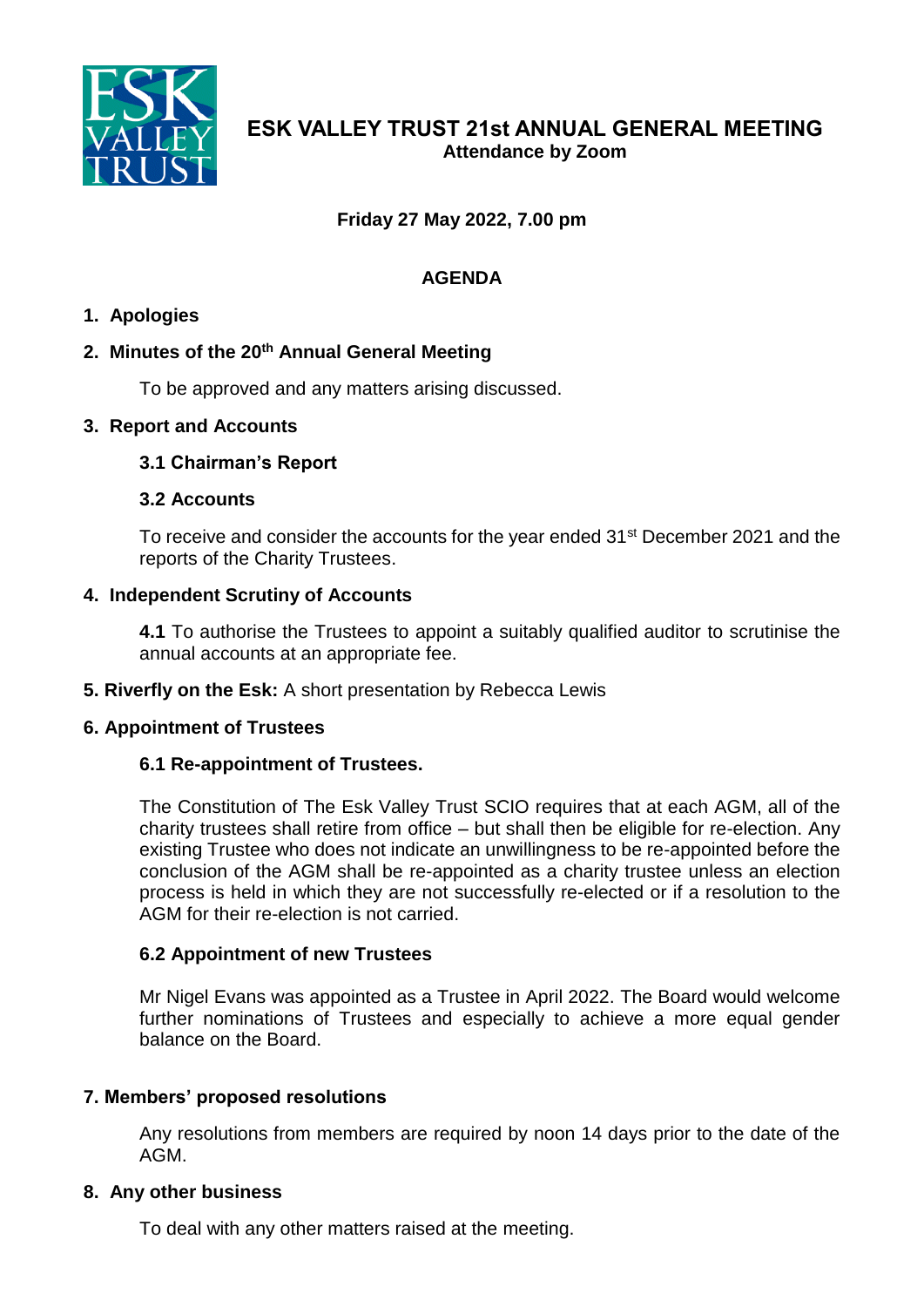# ESK VALLEY TRUST 21st ANNUAL GENERAL MEETING

**Attendance by Zoom**

**Friday 27 May 2022, 7.00 pm**

## AGENDA

1. **Apologies**

2. **Minutes of the 20th Annual General Meeting**

   To be approved and any matters arising discussed.

3. **Report and Accounts**

   **3.1 Chairman's Report**

   **3.2 Accounts**

   To receive and consider the accounts for the year ended 31st December 2021 and the reports of the Charity Trustees.

4. **Independent Scrutiny of Accounts**

   **4.1** To authorise the Trustees to appoint a suitably qualified auditor to scrutinise the annual accounts at an appropriate fee.

5. **Riverfly on the Esk:** A short presentation by Rebecca Lewis

6. **Appointment of Trustees**

   **6.1 Re-appointment of Trustees.**

   The Constitution of The Esk Valley Trust SCIO requires that at each AGM, all of the charity trustees shall retire from office – but shall then be eligible for re-election. Any existing Trustee who does not indicate an unwillingness to be re-appointed before the conclusion of the AGM shall be re-appointed as a charity trustee unless an election process is held in which they are not successfully re-elected or if a resolution to the AGM for their re-election is not carried.

   **6.2 Appointment of new Trustees**

   Mr Nigel Evans was appointed as a Trustee in April 2022. The Board would welcome further nominations of Trustees and especially to achieve a more equal gender balance on the Board.

7. **Members' proposed resolutions**

   Any resolutions from members are required by noon 14 days prior to the date of the AGM.

8. **Any other business**

   To deal with any other matters raised at the meeting.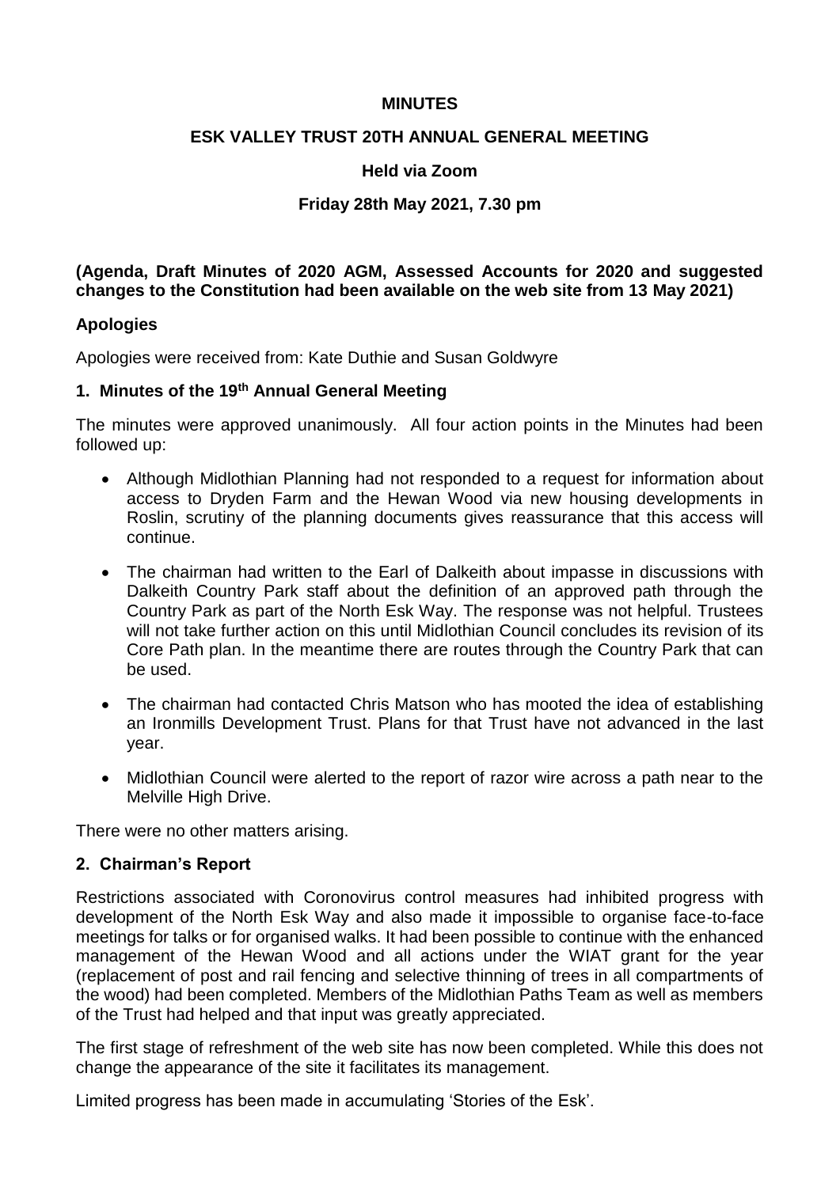**MINUTES**

**ESK VALLEY TRUST 20TH ANNUAL GENERAL MEETING**

**Held via Zoom**

**Friday 28th May 2021, 7.30 pm**

**(Agenda, Draft Minutes of 2020 AGM, Assessed Accounts for 2020 and suggested changes to the Constitution had been available on the web site from 13 May 2021)**

## Apologies

Apologies were received from: Kate Duthie and Susan Goldwyre

## 1. Minutes of the 19th Annual General Meeting

The minutes were approved unanimously. All four action points in the Minutes had been followed up:

- Although Midlothian Planning had not responded to a request for information about access to Dryden Farm and the Hewan Wood via new housing developments in Roslin, scrutiny of the planning documents gives reassurance that this access will continue.
- The chairman had written to the Earl of Dalkeith about impasse in discussions with Dalkeith Country Park staff about the definition of an approved path through the Country Park as part of the North Esk Way. The response was not helpful. Trustees will not take further action on this until Midlothian Council concludes its revision of its Core Path plan. In the meantime there are routes through the Country Park that can be used.
- The chairman had contacted Chris Matson who has mooted the idea of establishing an Ironmills Development Trust. Plans for that Trust have not advanced in the last year.
- Midlothian Council were alerted to the report of razor wire across a path near to the Melville High Drive.

There were no other matters arising.

## 2. Chairman's Report

Restrictions associated with Coronovirus control measures had inhibited progress with development of the North Esk Way and also made it impossible to organise face-to-face meetings for talks or for organised walks. It had been possible to continue with the enhanced management of the Hewan Wood and all actions under the WIAT grant for the year (replacement of post and rail fencing and selective thinning of trees in all compartments of the wood) had been completed. Members of the Midlothian Paths Team as well as members of the Trust had helped and that input was greatly appreciated.

The first stage of refreshment of the web site has now been completed. While this does not change the appearance of the site it facilitates its management.

Limited progress has been made in accumulating 'Stories of the Esk'.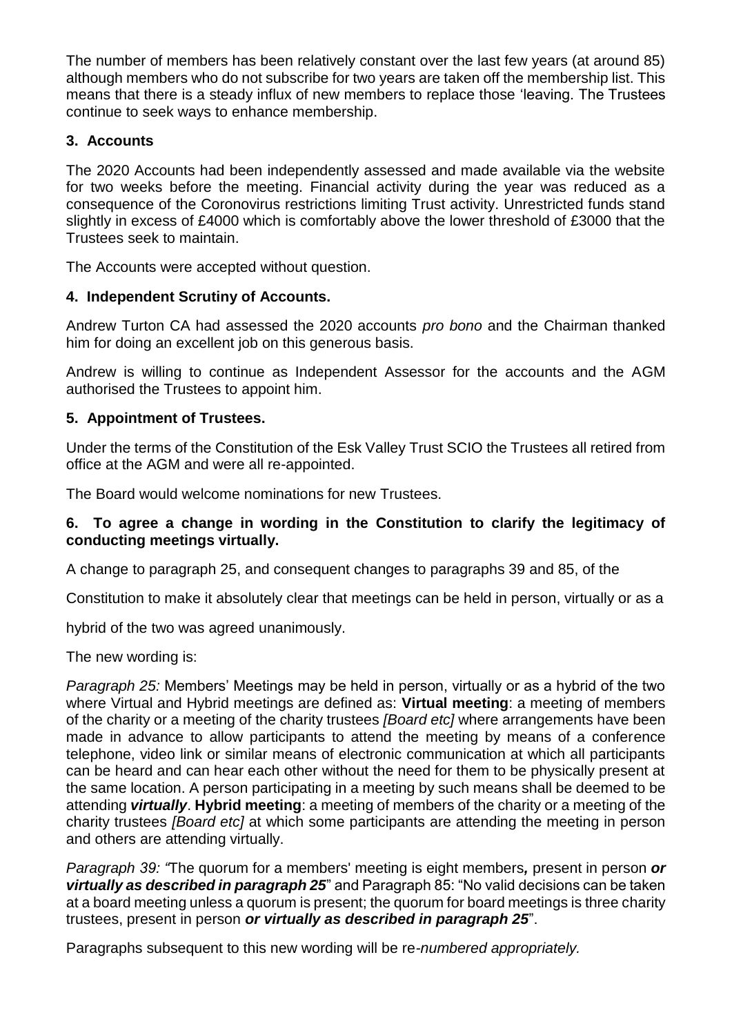The number of members has been relatively constant over the last few years (at around 85) although members who do not subscribe for two years are taken off the membership list. This means that there is a steady influx of new members to replace those 'leaving. The Trustees continue to seek ways to enhance membership.

## 3. Accounts

The 2020 Accounts had been independently assessed and made available via the website for two weeks before the meeting. Financial activity during the year was reduced as a consequence of the Coronovirus restrictions limiting Trust activity. Unrestricted funds stand slightly in excess of £4000 which is comfortably above the lower threshold of £3000 that the Trustees seek to maintain.

The Accounts were accepted without question.

## 4. Independent Scrutiny of Accounts.

Andrew Turton CA had assessed the 2020 accounts *pro bono* and the Chairman thanked him for doing an excellent job on this generous basis.

Andrew is willing to continue as Independent Assessor for the accounts and the AGM authorised the Trustees to appoint him.

## 5. Appointment of Trustees.

Under the terms of the Constitution of the Esk Valley Trust SCIO the Trustees all retired from office at the AGM and were all re-appointed.

The Board would welcome nominations for new Trustees.

## 6. To agree a change in wording in the Constitution to clarify the legitimacy of conducting meetings virtually.

A change to paragraph 25, and consequent changes to paragraphs 39 and 85, of the

Constitution to make it absolutely clear that meetings can be held in person, virtually or as a

hybrid of the two was agreed unanimously.

The new wording is:

*Paragraph 25:* Members' Meetings may be held in person, virtually or as a hybrid of the two where Virtual and Hybrid meetings are defined as: **Virtual meeting**: a meeting of members of the charity or a meeting of the charity trustees *[Board etc]* where arrangements have been made in advance to allow participants to attend the meeting by means of a conference telephone, video link or similar means of electronic communication at which all participants can be heard and can hear each other without the need for them to be physically present at the same location. A person participating in a meeting by such means shall be deemed to be attending ***virtually***. **Hybrid meeting**: a meeting of members of the charity or a meeting of the charity trustees *[Board etc]* at which some participants are attending the meeting in person and others are attending virtually.

*Paragraph 39: "*The quorum for a members' meeting is eight members***,*** present in person ***or virtually as described in paragraph 25***" and Paragraph 85: "No valid decisions can be taken at a board meeting unless a quorum is present; the quorum for board meetings is three charity trustees, present in person ***or virtually as described in paragraph 25***".

Paragraphs subsequent to this new wording will be re*-numbered appropriately.*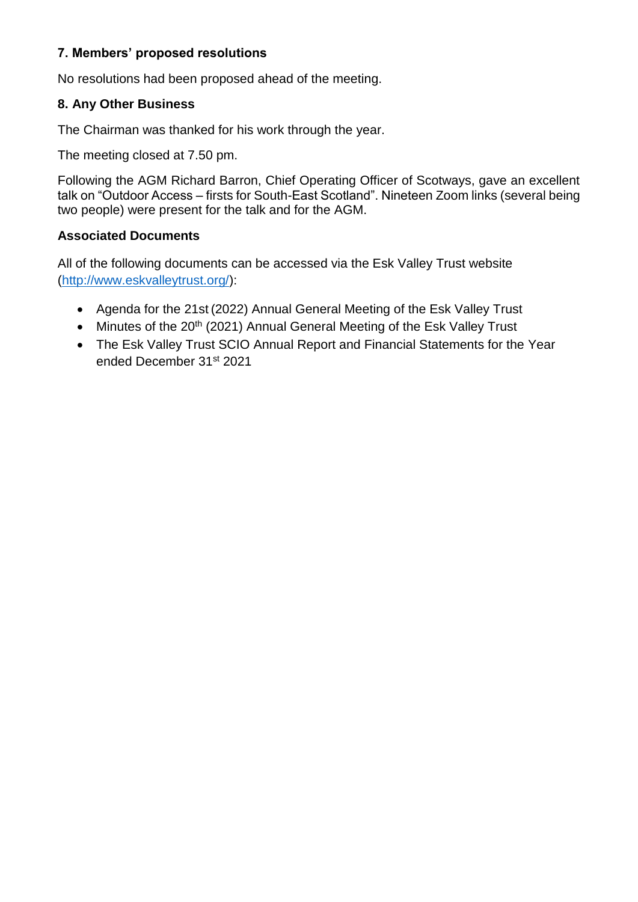### 7. Members' proposed resolutions

No resolutions had been proposed ahead of the meeting.

### 8. Any Other Business

The Chairman was thanked for his work through the year.

The meeting closed at 7.50 pm.

Following the AGM Richard Barron, Chief Operating Officer of Scotways, gave an excellent talk on "Outdoor Access – firsts for South-East Scotland". Nineteen Zoom links (several being two people) were present for the talk and for the AGM.

### Associated Documents

All of the following documents can be accessed via the Esk Valley Trust website (http://www.eskvalleytrust.org/):

- Agenda for the 21st (2022) Annual General Meeting of the Esk Valley Trust
- Minutes of the 20th (2021) Annual General Meeting of the Esk Valley Trust
- The Esk Valley Trust SCIO Annual Report and Financial Statements for the Year ended December 31st 2021